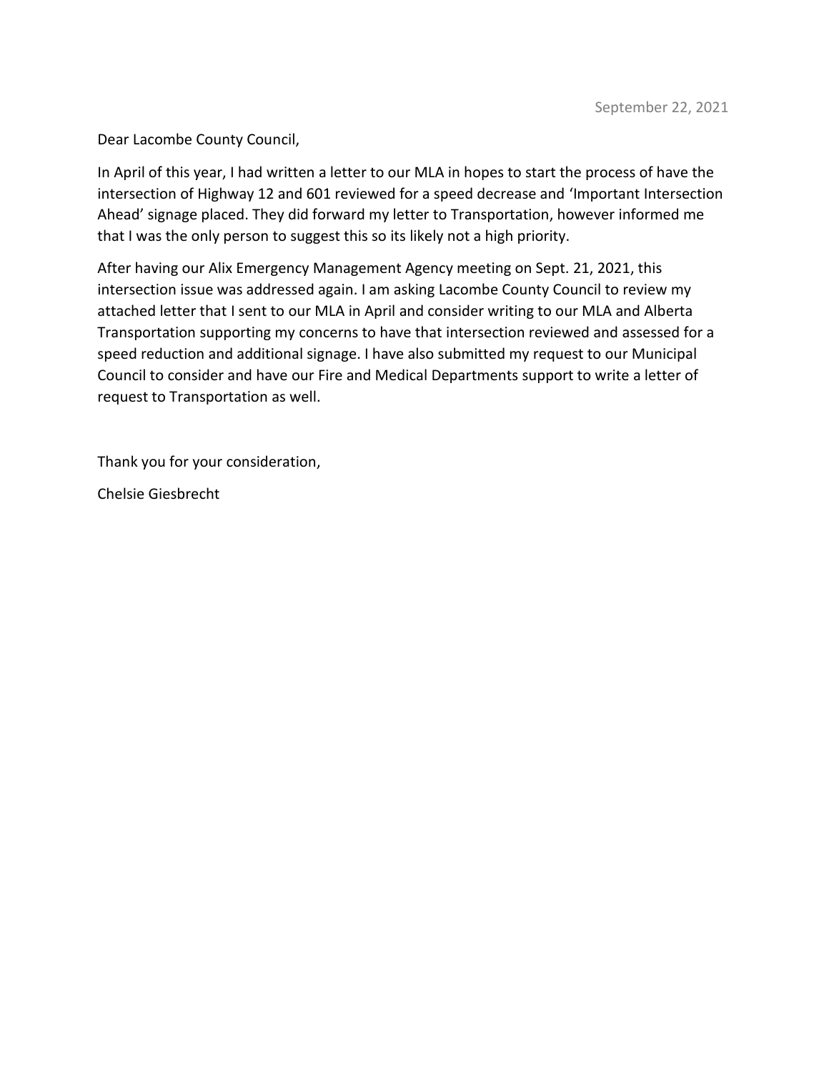September 22, 2021

Dear Lacombe County Council,

In April of this year, I had written a letter to our MLA in hopes to start the process of have the intersection of Highway 12 and 601 reviewed for a speed decrease and 'Important Intersection Ahead' signage placed. They did forward my letter to Transportation, however informed me that I was the only person to suggest this so its likely not a high priority.

After having our Alix Emergency Management Agency meeting on Sept. 21, 2021, this intersection issue was addressed again. I am asking Lacombe County Council to review my attached letter that I sent to our MLA in April and consider writing to our MLA and Alberta Transportation supporting my concerns to have that intersection reviewed and assessed for a speed reduction and additional signage. I have also submitted my request to our Municipal Council to consider and have our Fire and Medical Departments support to write a letter of request to Transportation as well.

Thank you for your consideration,

Chelsie Giesbrecht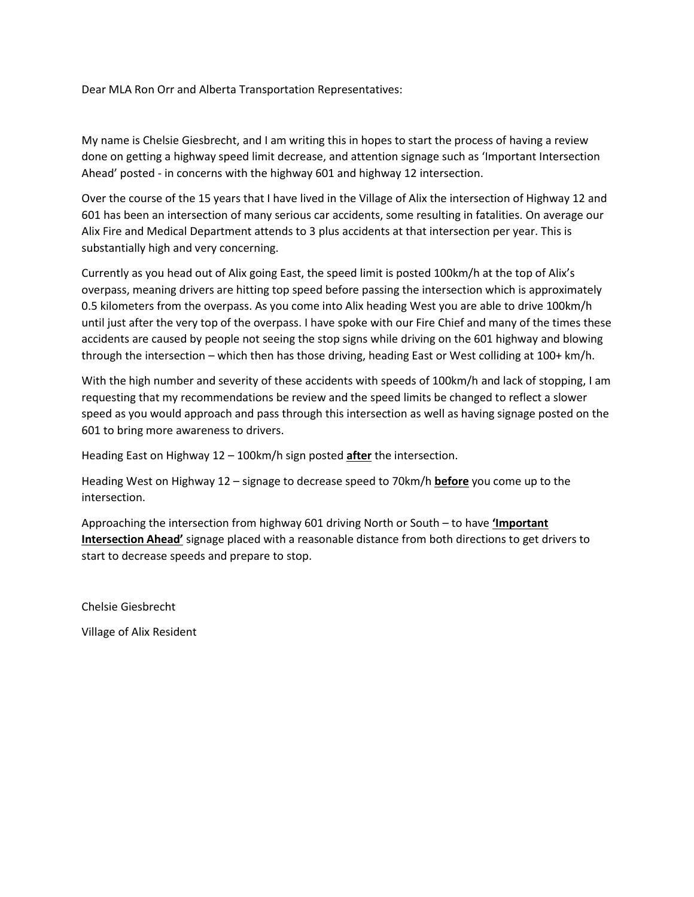Dear MLA Ron Orr and Alberta Transportation Representatives:

My name is Chelsie Giesbrecht, and I am writing this in hopes to start the process of having a review done on getting a highway speed limit decrease, and attention signage such as 'Important Intersection Ahead' posted - in concerns with the highway 601 and highway 12 intersection.

Over the course of the 15 years that I have lived in the Village of Alix the intersection of Highway 12 and 601 has been an intersection of many serious car accidents, some resulting in fatalities. On average our Alix Fire and Medical Department attends to 3 plus accidents at that intersection per year. This is substantially high and very concerning.

Currently as you head out of Alix going East, the speed limit is posted 100km/h at the top of Alix's overpass, meaning drivers are hitting top speed before passing the intersection which is approximately 0.5 kilometers from the overpass. As you come into Alix heading West you are able to drive 100km/h until just after the very top of the overpass. I have spoke with our Fire Chief and many of the times these accidents are caused by people not seeing the stop signs while driving on the 601 highway and blowing through the intersection – which then has those driving, heading East or West colliding at 100+ km/h.

With the high number and severity of these accidents with speeds of 100km/h and lack of stopping, I am requesting that my recommendations be review and the speed limits be changed to reflect a slower speed as you would approach and pass through this intersection as well as having signage posted on the 601 to bring more awareness to drivers.

Heading East on Highway 12 – 100km/h sign posted <u>**after**</u> the intersection.

Heading West on Highway 12 – signage to decrease speed to 70km/h <u>**before**</u> you come up to the intersection.

Approaching the intersection from highway 601 driving North or South – to have <u>**'Important Intersection Ahead'**</u> signage placed with a reasonable distance from both directions to get drivers to start to decrease speeds and prepare to stop.

Chelsie Giesbrecht

Village of Alix Resident